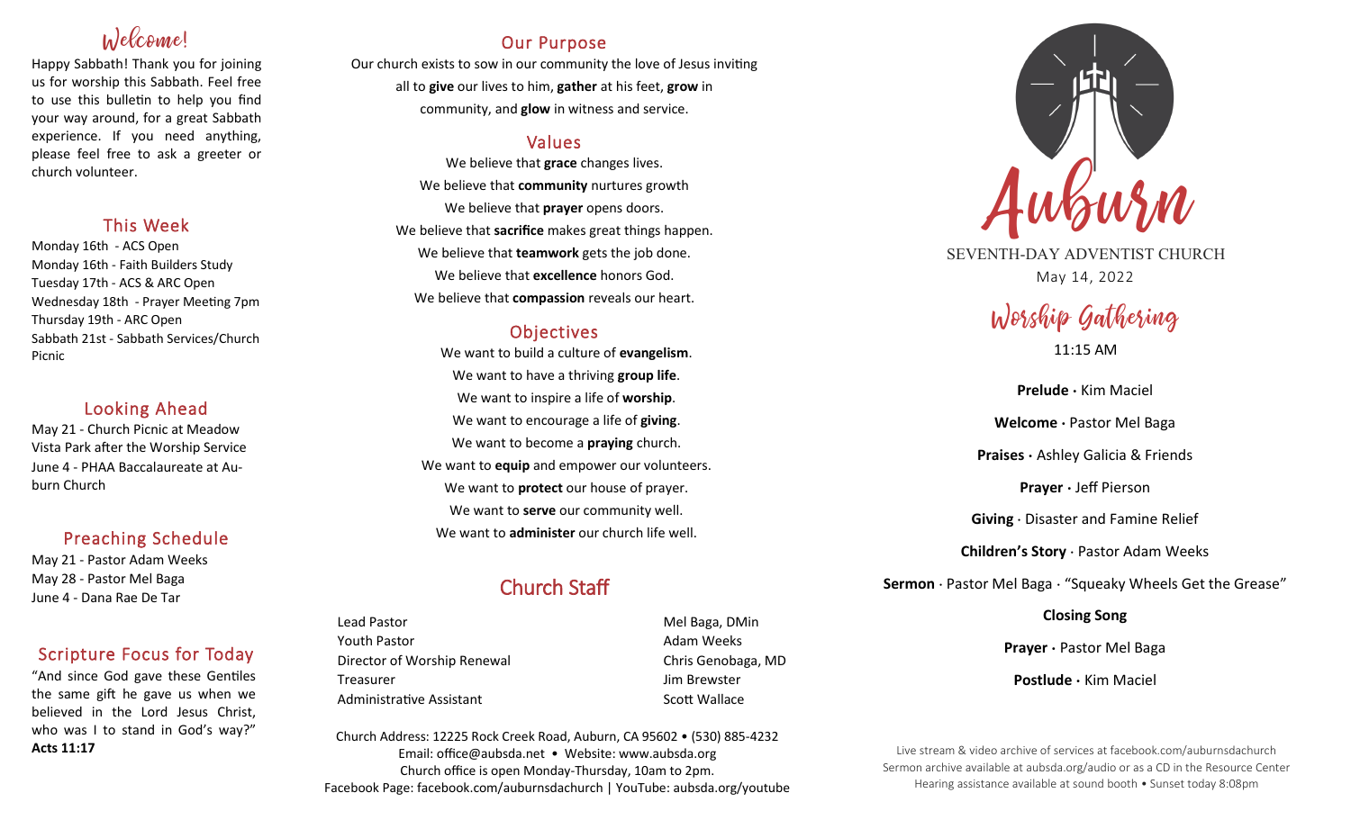# Welcome!

Happy Sabbath! Thank you for joining us for worship this Sabbath. Feel free to use this bulletin to help you find your way around, for a great Sabbath experience. If you need anything, please feel free to ask a greeter or church volunteer.

## This Week

Monday 16th - ACS Open
Monday 16th - Faith Builders Study
Tuesday 17th - ACS & ARC Open
Wednesday 18th - Prayer Meeting 7pm
Thursday 19th - ARC Open
Sabbath 21st - Sabbath Services/Church Picnic

## Looking Ahead

May 21 - Church Picnic at Meadow Vista Park after the Worship Service
June 4 - PHAA Baccalaureate at Auburn Church

## Preaching Schedule

May 21 - Pastor Adam Weeks
May 28 - Pastor Mel Baga
June 4 - Dana Rae De Tar

## Scripture Focus for Today

"And since God gave these Gentiles the same gift he gave us when we believed in the Lord Jesus Christ, who was I to stand in God's way?" **Acts 11:17**

## Our Purpose

Our church exists to sow in our community the love of Jesus inviting all to **give** our lives to him, **gather** at his feet, **grow** in community, and **glow** in witness and service.

## Values

We believe that **grace** changes lives.
We believe that **community** nurtures growth
We believe that **prayer** opens doors.
We believe that **sacrifice** makes great things happen.
We believe that **teamwork** gets the job done.
We believe that **excellence** honors God.
We believe that **compassion** reveals our heart.

## Objectives

We want to build a culture of **evangelism**.
We want to have a thriving **group life**.
We want to inspire a life of **worship**.
We want to encourage a life of **giving**.
We want to become a **praying** church.
We want to **equip** and empower our volunteers.
We want to **protect** our house of prayer.
We want to **serve** our community well.
We want to **administer** our church life well.

## Church Staff

| | |
|---|---|
| Lead Pastor | Mel Baga, DMin |
| Youth Pastor | Adam Weeks |
| Director of Worship Renewal | Chris Genobaga, MD |
| Treasurer | Jim Brewster |
| Administrative Assistant | Scott Wallace |

Church Address: 12225 Rock Creek Road, Auburn, CA 95602 • (530) 885-4232
Email: office@aubsda.net • Website: www.aubsda.org
Church office is open Monday-Thursday, 10am to 2pm.
Facebook Page: facebook.com/auburnsdachurch | YouTube: aubsda.org/youtube

# Auburn

SEVENTH-DAY ADVENTIST CHURCH
May 14, 2022

## Worship Gathering

11:15 AM

**Prelude ·** Kim Maciel

**Welcome ·** Pastor Mel Baga

**Praises ·** Ashley Galicia & Friends

**Prayer ·** Jeff Pierson

**Giving** · Disaster and Famine Relief

**Children's Story** · Pastor Adam Weeks

**Sermon** · Pastor Mel Baga · "Squeaky Wheels Get the Grease"

**Closing Song**

**Prayer ·** Pastor Mel Baga

**Postlude ·** Kim Maciel

Live stream & video archive of services at facebook.com/auburnsdachurch
Sermon archive available at aubsda.org/audio or as a CD in the Resource Center
Hearing assistance available at sound booth • Sunset today 8:08pm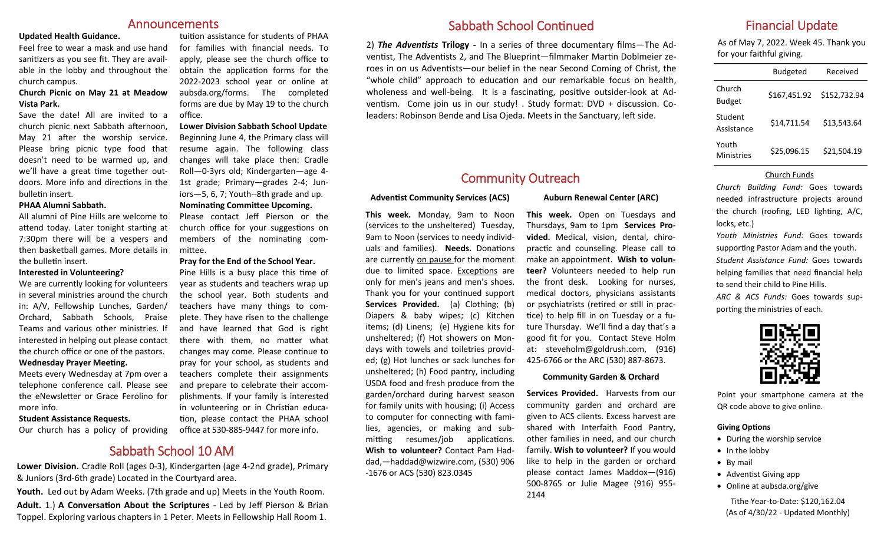## Announcements

**Updated Health Guidance.**

Feel free to wear a mask and use hand sanitizers as you see fit. They are available in the lobby and throughout the church campus.

**Church Picnic on May 21 at Meadow Vista Park.**

Save the date! All are invited to a church picnic next Sabbath afternoon, May 21 after the worship service. Please bring picnic type food that doesn't need to be warmed up, and we'll have a great time together outdoors. More info and directions in the bulletin insert.

**PHAA Alumni Sabbath.**

All alumni of Pine Hills are welcome to attend today. Later tonight starting at 7:30pm there will be a vespers and then basketball games. More details in the bulletin insert.

**Interested in Volunteering?**

We are currently looking for volunteers in several ministries around the church in: A/V, Fellowship Lunches, Garden/Orchard, Sabbath Schools, Praise Teams and various other ministries. If interested in helping out please contact the church office or one of the pastors.

**Wednesday Prayer Meeting.**

Meets every Wednesday at 7pm over a telephone conference call. Please see the eNewsletter or Grace Ferolino for more info.

**Student Assistance Requests.**

Our church has a policy of providing tuition assistance for students of PHAA for families with financial needs. To apply, please see the church office to obtain the application forms for the 2022-2023 school year or online at aubsda.org/forms. The completed forms are due by May 19 to the church office.

**Lower Division Sabbath School Update**

Beginning June 4, the Primary class will resume again. The following class changes will take place then: Cradle Roll—0-3yrs old; Kindergarten—age 4-1st grade; Primary—grades 2-4; Juniors—5, 6, 7; Youth--8th grade and up.

**Nominating Committee Upcoming.**

Please contact Jeff Pierson or the church office for your suggestions on members of the nominating committee.

**Pray for the End of the School Year.**

Pine Hills is a busy place this time of year as students and teachers wrap up the school year. Both students and teachers have many things to complete. They have risen to the challenge and have learned that God is right there with them, no matter what changes may come. Please continue to pray for your school, as students and teachers complete their assignments and prepare to celebrate their accomplishments. If your family is interested in volunteering or in Christian education, please contact the PHAA school office at 530-885-9447 for more info.

## Sabbath School 10 AM

**Lower Division.** Cradle Roll (ages 0-3), Kindergarten (age 4-2nd grade), Primary & Juniors (3rd-6th grade) Located in the Courtyard area.

**Youth.** Led out by Adam Weeks. (7th grade and up) Meets in the Youth Room.

**Adult.** 1.) **A Conversation About the Scriptures** - Led by Jeff Pierson & Brian Toppel. Exploring various chapters in 1 Peter. Meets in Fellowship Hall Room 1.

## Sabbath School Continued

2) ***The Adventists* Trilogy -** In a series of three documentary films—The Adventist, The Adventists 2, and The Blueprint—filmmaker Martin Doblmeier zeroes in on us Adventists—our belief in the near Second Coming of Christ, the "whole child" approach to education and our remarkable focus on health, wholeness and well-being. It is a fascinating, positive outsider-look at Adventism. Come join us in our study! . Study format: DVD + discussion. Co-leaders: Robinson Bende and Lisa Ojeda. Meets in the Sanctuary, left side.

## Community Outreach

### Adventist Community Services (ACS)

**This week.** Monday, 9am to Noon (services to the unsheltered) Tuesday, 9am to Noon (services to needy individuals and families). **Needs.** Donations are currently on pause for the moment due to limited space. Exceptions are only for men's jeans and men's shoes. Thank you for your continued support **Services Provided.** (a) Clothing; (b) Diapers & baby wipes; (c) Kitchen items; (d) Linens; (e) Hygiene kits for unsheltered; (f) Hot showers on Mondays with towels and toiletries provided; (g) Hot lunches or sack lunches for unsheltered; (h) Food pantry, including USDA food and fresh produce from the garden/orchard during harvest season for family units with housing; (i) Access to computer for connecting with families, agencies, or making and submitting resumes/job applications. **Wish to volunteer?** Contact Pam Haddad,—haddad@wizwire.com, (530) 906-1676 or ACS (530) 823.0345

### Auburn Renewal Center (ARC)

**This week.** Open on Tuesdays and Thursdays, 9am to 1pm **Services Provided.** Medical, vision, dental, chiropractic and counseling. Please call to make an appointment. **Wish to volunteer?** Volunteers needed to help run the front desk. Looking for nurses, medical doctors, physicians assistants or psychiatrists (retired or still in practice) to help fill in on Tuesday or a future Thursday. We'll find a day that's a good fit for you. Contact Steve Holm at: steveholm@goldrush.com, (916) 425-6766 or the ARC (530) 887-8673.

### Community Garden & Orchard

**Services Provided.** Harvests from our community garden and orchard are given to ACS clients. Excess harvest are shared with Interfaith Food Pantry, other families in need, and our church family. **Wish to volunteer?** If you would like to help in the garden or orchard please contact James Maddox—(916) 500-8765 or Julie Magee (916) 955-2144

## Financial Update

As of May 7, 2022. Week 45. Thank you for your faithful giving.

| | Budgeted | Received |
|---|---|---|
| Church Budget | $167,451.92 | $152,732.94 |
| Student Assistance | $14,711.54 | $13,543.64 |
| Youth Ministries | $25,096.15 | $21,504.19 |

Church Funds

*Church Building Fund:* Goes towards needed infrastructure projects around the church (roofing, LED lighting, A/C, locks, etc.)

*Youth Ministries Fund:* Goes towards supporting Pastor Adam and the youth.

*Student Assistance Fund:* Goes towards helping families that need financial help to send their child to Pine Hills.

*ARC & ACS Funds:* Goes towards supporting the ministries of each.

Point your smartphone camera at the QR code above to give online.

**Giving Options**

- During the worship service
- In the lobby
- By mail
- Adventist Giving app
- Online at aubsda.org/give

Tithe Year-to-Date: $120,162.04
(As of 4/30/22 - Updated Monthly)